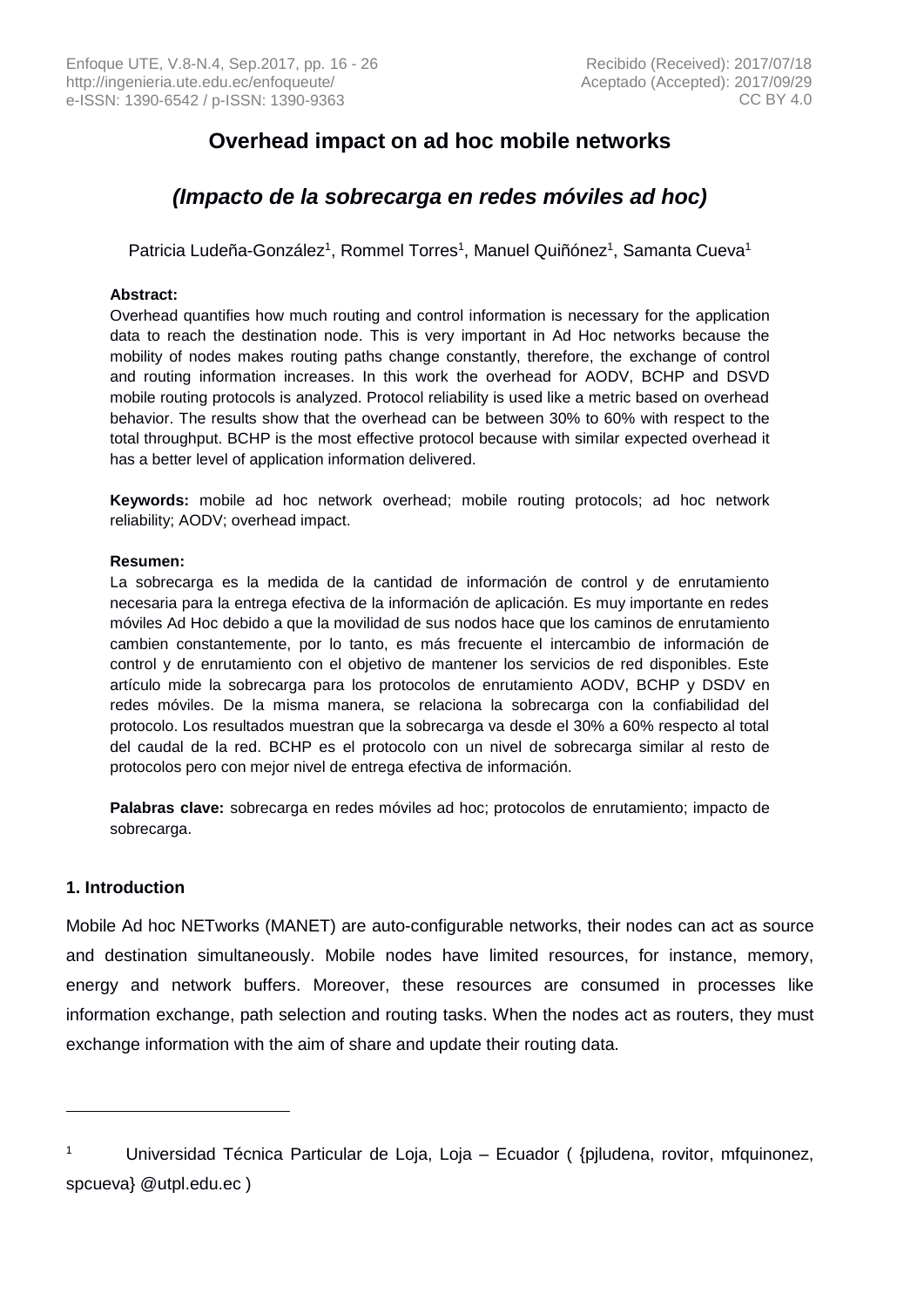# Overhead impact on ad hoc mobile networks

## *(Impacto de la sobrecarga en redes móviles ad hoc)*

Patricia Ludeña-González[1], Rommel Torres[1], Manuel Quiñónez[1], Samanta Cueva[1]

**Abstract:**

Overhead quantifies how much routing and control information is necessary for the application data to reach the destination node. This is very important in Ad Hoc networks because the mobility of nodes makes routing paths change constantly, therefore, the exchange of control and routing information increases. In this work the overhead for AODV, BCHP and DSVD mobile routing protocols is analyzed. Protocol reliability is used like a metric based on overhead behavior. The results show that the overhead can be between 30% to 60% with respect to the total throughput. BCHP is the most effective protocol because with similar expected overhead it has a better level of application information delivered.

**Keywords:** mobile ad hoc network overhead; mobile routing protocols; ad hoc network reliability; AODV; overhead impact.

**Resumen:**

La sobrecarga es la medida de la cantidad de información de control y de enrutamiento necesaria para la entrega efectiva de la información de aplicación. Es muy importante en redes móviles Ad Hoc debido a que la movilidad de sus nodos hace que los caminos de enrutamiento cambien constantemente, por lo tanto, es más frecuente el intercambio de información de control y de enrutamiento con el objetivo de mantener los servicios de red disponibles. Este artículo mide la sobrecarga para los protocolos de enrutamiento AODV, BCHP y DSDV en redes móviles. De la misma manera, se relaciona la sobrecarga con la confiabilidad del protocolo. Los resultados muestran que la sobrecarga va desde el 30% a 60% respecto al total del caudal de la red. BCHP es el protocolo con un nivel de sobrecarga similar al resto de protocolos pero con mejor nivel de entrega efectiva de información.

**Palabras clave:** sobrecarga en redes móviles ad hoc; protocolos de enrutamiento; impacto de sobrecarga.

## 1. Introduction

Mobile Ad hoc NETworks (MANET) are auto-configurable networks, their nodes can act as source and destination simultaneously. Mobile nodes have limited resources, for instance, memory, energy and network buffers. Moreover, these resources are consumed in processes like information exchange, path selection and routing tasks. When the nodes act as routers, they must exchange information with the aim of share and update their routing data.

---

[1] Universidad Técnica Particular de Loja, Loja – Ecuador ( {pjludena, rovitor, mfquinonez, spcueva} @utpl.edu.ec )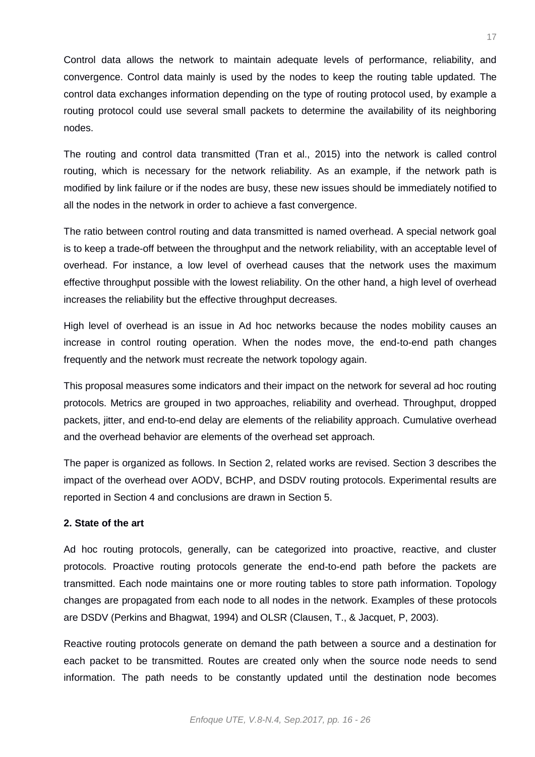Control data allows the network to maintain adequate levels of performance, reliability, and convergence. Control data mainly is used by the nodes to keep the routing table updated. The control data exchanges information depending on the type of routing protocol used, by example a routing protocol could use several small packets to determine the availability of its neighboring nodes.

The routing and control data transmitted (Tran et al., 2015) into the network is called control routing, which is necessary for the network reliability. As an example, if the network path is modified by link failure or if the nodes are busy, these new issues should be immediately notified to all the nodes in the network in order to achieve a fast convergence.

The ratio between control routing and data transmitted is named overhead. A special network goal is to keep a trade-off between the throughput and the network reliability, with an acceptable level of overhead. For instance, a low level of overhead causes that the network uses the maximum effective throughput possible with the lowest reliability. On the other hand, a high level of overhead increases the reliability but the effective throughput decreases.

High level of overhead is an issue in Ad hoc networks because the nodes mobility causes an increase in control routing operation. When the nodes move, the end-to-end path changes frequently and the network must recreate the network topology again.

This proposal measures some indicators and their impact on the network for several ad hoc routing protocols. Metrics are grouped in two approaches, reliability and overhead. Throughput, dropped packets, jitter, and end-to-end delay are elements of the reliability approach. Cumulative overhead and the overhead behavior are elements of the overhead set approach.

The paper is organized as follows. In Section 2, related works are revised. Section 3 describes the impact of the overhead over AODV, BCHP, and DSDV routing protocols. Experimental results are reported in Section 4 and conclusions are drawn in Section 5.

## 2. State of the art

Ad hoc routing protocols, generally, can be categorized into proactive, reactive, and cluster protocols. Proactive routing protocols generate the end-to-end path before the packets are transmitted. Each node maintains one or more routing tables to store path information. Topology changes are propagated from each node to all nodes in the network. Examples of these protocols are DSDV (Perkins and Bhagwat, 1994) and OLSR (Clausen, T., & Jacquet, P, 2003).

Reactive routing protocols generate on demand the path between a source and a destination for each packet to be transmitted. Routes are created only when the source node needs to send information. The path needs to be constantly updated until the destination node becomes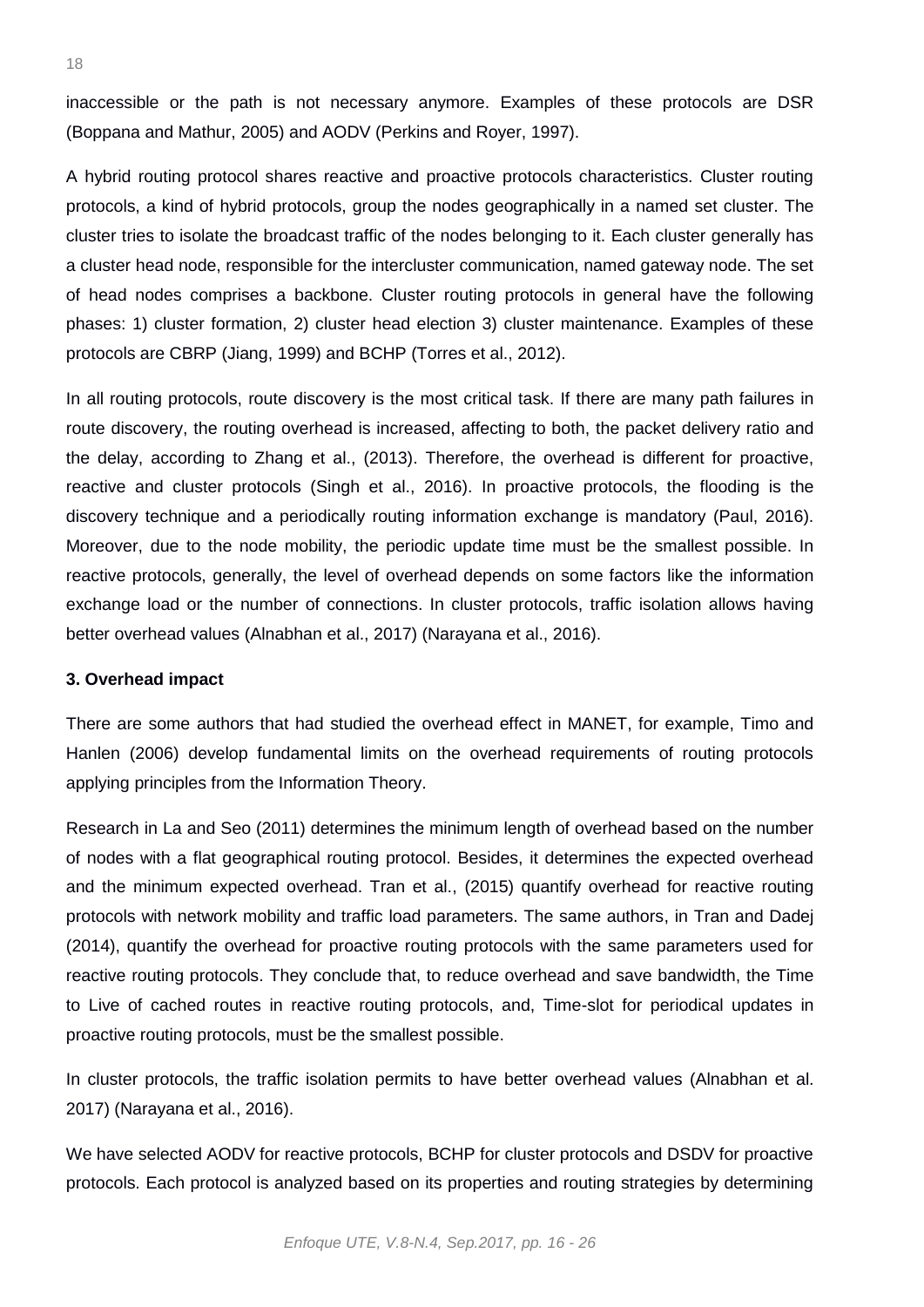inaccessible or the path is not necessary anymore. Examples of these protocols are DSR (Boppana and Mathur, 2005) and AODV (Perkins and Royer, 1997).

A hybrid routing protocol shares reactive and proactive protocols characteristics. Cluster routing protocols, a kind of hybrid protocols, group the nodes geographically in a named set cluster. The cluster tries to isolate the broadcast traffic of the nodes belonging to it. Each cluster generally has a cluster head node, responsible for the intercluster communication, named gateway node. The set of head nodes comprises a backbone. Cluster routing protocols in general have the following phases: 1) cluster formation, 2) cluster head election 3) cluster maintenance. Examples of these protocols are CBRP (Jiang, 1999) and BCHP (Torres et al., 2012).

In all routing protocols, route discovery is the most critical task. If there are many path failures in route discovery, the routing overhead is increased, affecting to both, the packet delivery ratio and the delay, according to Zhang et al., (2013). Therefore, the overhead is different for proactive, reactive and cluster protocols (Singh et al., 2016). In proactive protocols, the flooding is the discovery technique and a periodically routing information exchange is mandatory (Paul, 2016). Moreover, due to the node mobility, the periodic update time must be the smallest possible. In reactive protocols, generally, the level of overhead depends on some factors like the information exchange load or the number of connections. In cluster protocols, traffic isolation allows having better overhead values (Alnabhan et al., 2017) (Narayana et al., 2016).

### 3. Overhead impact

There are some authors that had studied the overhead effect in MANET, for example, Timo and Hanlen (2006) develop fundamental limits on the overhead requirements of routing protocols applying principles from the Information Theory.

Research in La and Seo (2011) determines the minimum length of overhead based on the number of nodes with a flat geographical routing protocol. Besides, it determines the expected overhead and the minimum expected overhead. Tran et al., (2015) quantify overhead for reactive routing protocols with network mobility and traffic load parameters. The same authors, in Tran and Dadej (2014), quantify the overhead for proactive routing protocols with the same parameters used for reactive routing protocols. They conclude that, to reduce overhead and save bandwidth, the Time to Live of cached routes in reactive routing protocols, and, Time-slot for periodical updates in proactive routing protocols, must be the smallest possible.

In cluster protocols, the traffic isolation permits to have better overhead values (Alnabhan et al. 2017) (Narayana et al., 2016).

We have selected AODV for reactive protocols, BCHP for cluster protocols and DSDV for proactive protocols. Each protocol is analyzed based on its properties and routing strategies by determining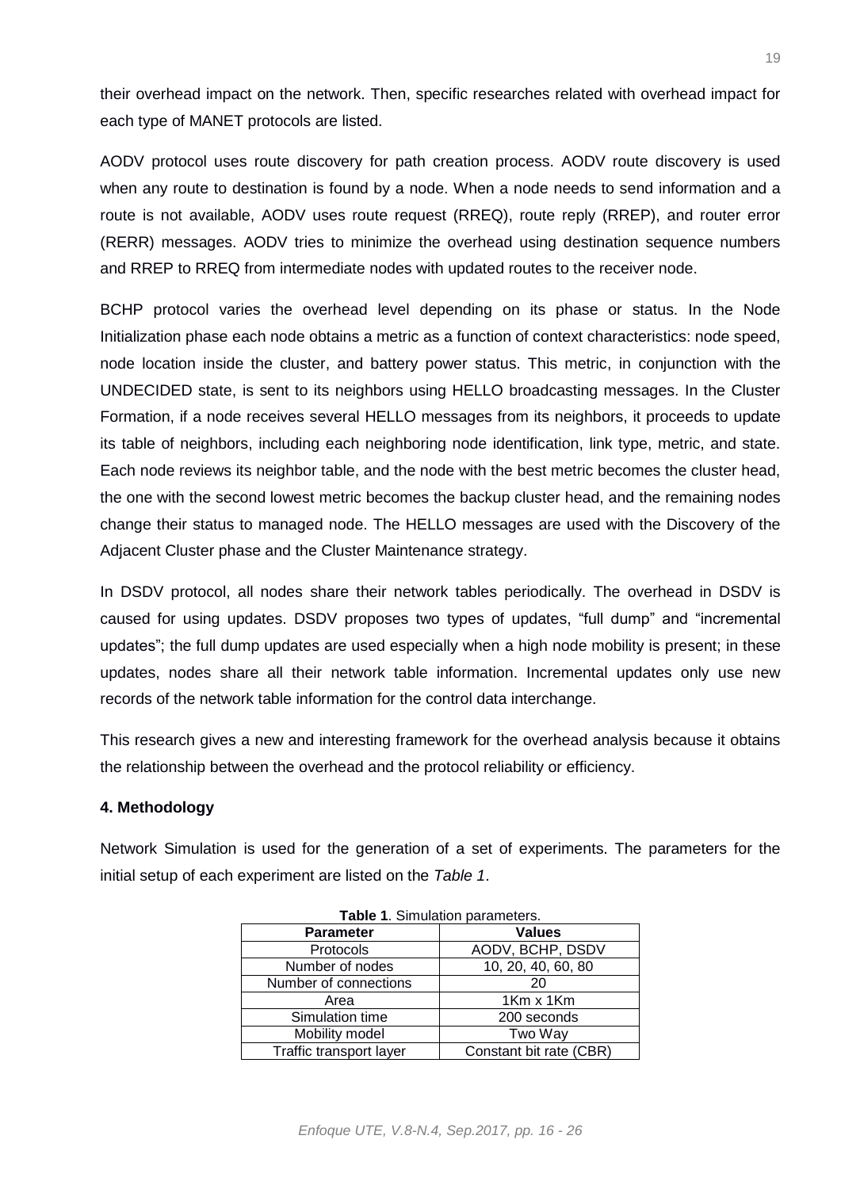their overhead impact on the network. Then, specific researches related with overhead impact for each type of MANET protocols are listed.

AODV protocol uses route discovery for path creation process. AODV route discovery is used when any route to destination is found by a node. When a node needs to send information and a route is not available, AODV uses route request (RREQ), route reply (RREP), and router error (RERR) messages. AODV tries to minimize the overhead using destination sequence numbers and RREP to RREQ from intermediate nodes with updated routes to the receiver node.

BCHP protocol varies the overhead level depending on its phase or status. In the Node Initialization phase each node obtains a metric as a function of context characteristics: node speed, node location inside the cluster, and battery power status. This metric, in conjunction with the UNDECIDED state, is sent to its neighbors using HELLO broadcasting messages. In the Cluster Formation, if a node receives several HELLO messages from its neighbors, it proceeds to update its table of neighbors, including each neighboring node identification, link type, metric, and state. Each node reviews its neighbor table, and the node with the best metric becomes the cluster head, the one with the second lowest metric becomes the backup cluster head, and the remaining nodes change their status to managed node. The HELLO messages are used with the Discovery of the Adjacent Cluster phase and the Cluster Maintenance strategy.

In DSDV protocol, all nodes share their network tables periodically. The overhead in DSDV is caused for using updates. DSDV proposes two types of updates, "full dump" and "incremental updates"; the full dump updates are used especially when a high node mobility is present; in these updates, nodes share all their network table information. Incremental updates only use new records of the network table information for the control data interchange.

This research gives a new and interesting framework for the overhead analysis because it obtains the relationship between the overhead and the protocol reliability or efficiency.

### 4. Methodology

Network Simulation is used for the generation of a set of experiments. The parameters for the initial setup of each experiment are listed on the *Table 1*.

**Table 1**. Simulation parameters.

| Parameter | Values |
|---|---|
| Protocols | AODV, BCHP, DSDV |
| Number of nodes | 10, 20, 40, 60, 80 |
| Number of connections | 20 |
| Area | 1Km x 1Km |
| Simulation time | 200 seconds |
| Mobility model | Two Way |
| Traffic transport layer | Constant bit rate (CBR) |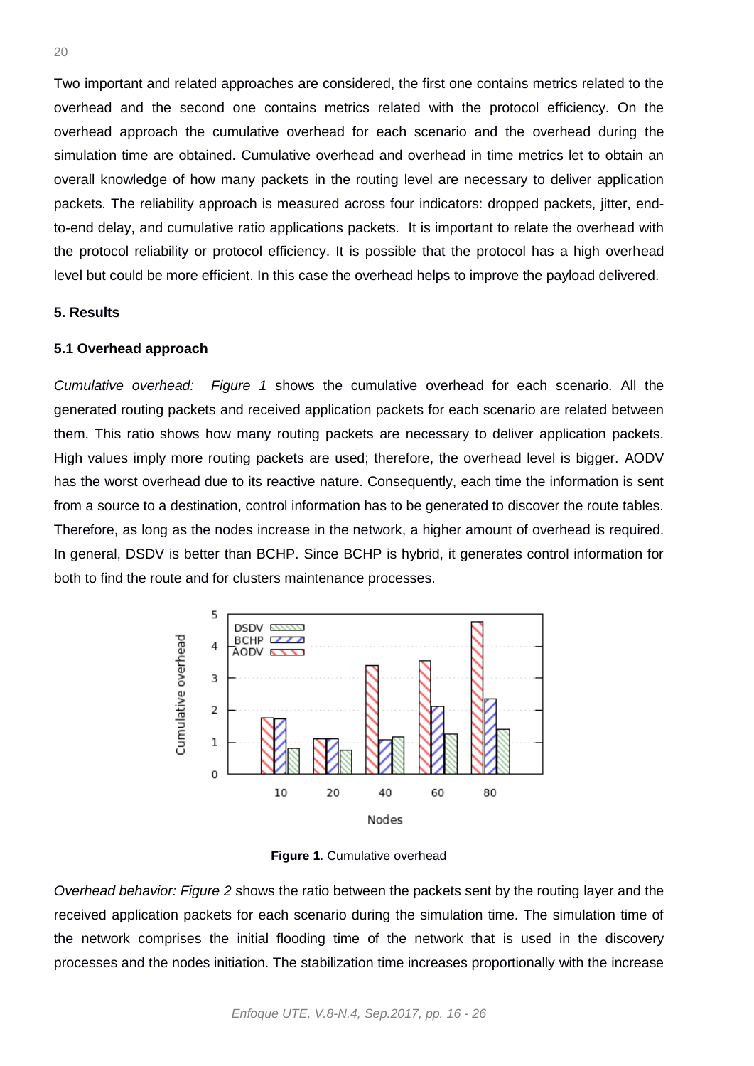Two important and related approaches are considered, the first one contains metrics related to the overhead and the second one contains metrics related with the protocol efficiency. On the overhead approach the cumulative overhead for each scenario and the overhead during the simulation time are obtained. Cumulative overhead and overhead in time metrics let to obtain an overall knowledge of how many packets in the routing level are necessary to deliver application packets. The reliability approach is measured across four indicators: dropped packets, jitter, end-to-end delay, and cumulative ratio applications packets. It is important to relate the overhead with the protocol reliability or protocol efficiency. It is possible that the protocol has a high overhead level but could be more efficient. In this case the overhead helps to improve the payload delivered.

## 5. Results

### 5.1 Overhead approach

*Cumulative overhead: Figure 1* shows the cumulative overhead for each scenario. All the generated routing packets and received application packets for each scenario are related between them. This ratio shows how many routing packets are necessary to deliver application packets. High values imply more routing packets are used; therefore, the overhead level is bigger. AODV has the worst overhead due to its reactive nature. Consequently, each time the information is sent from a source to a destination, control information has to be generated to discover the route tables. Therefore, as long as the nodes increase in the network, a higher amount of overhead is required. In general, DSDV is better than BCHP. Since BCHP is hybrid, it generates control information for both to find the route and for clusters maintenance processes.

**Figure 1**. Cumulative overhead

*Overhead behavior: Figure 2* shows the ratio between the packets sent by the routing layer and the received application packets for each scenario during the simulation time. The simulation time of the network comprises the initial flooding time of the network that is used in the discovery processes and the nodes initiation. The stabilization time increases proportionally with the increase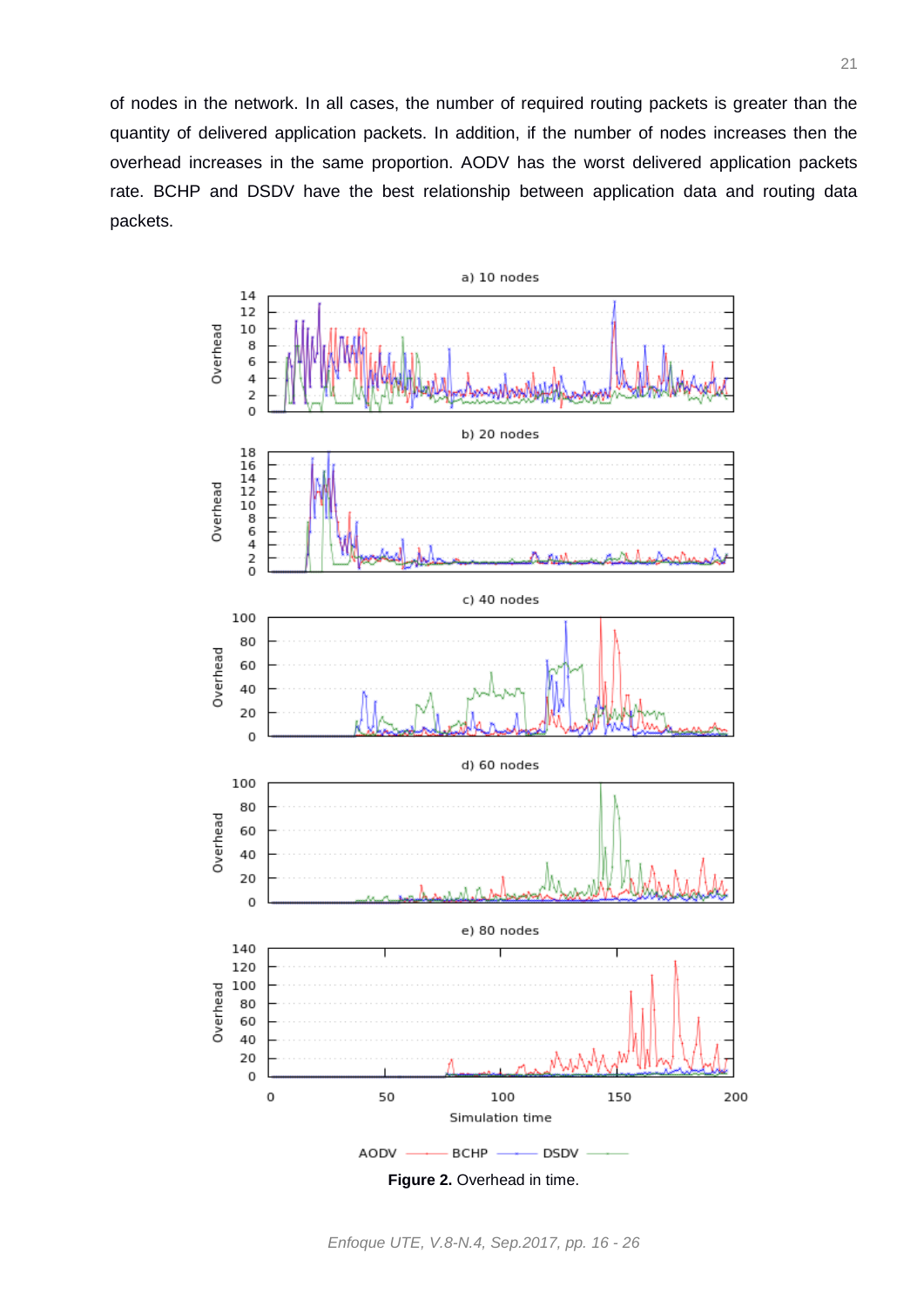of nodes in the network. In all cases, the number of required routing packets is greater than the quantity of delivered application packets. In addition, if the number of nodes increases then the overhead increases in the same proportion. AODV has the worst delivered application packets rate. BCHP and DSDV have the best relationship between application data and routing data packets.

**Figure 2.** Overhead in time.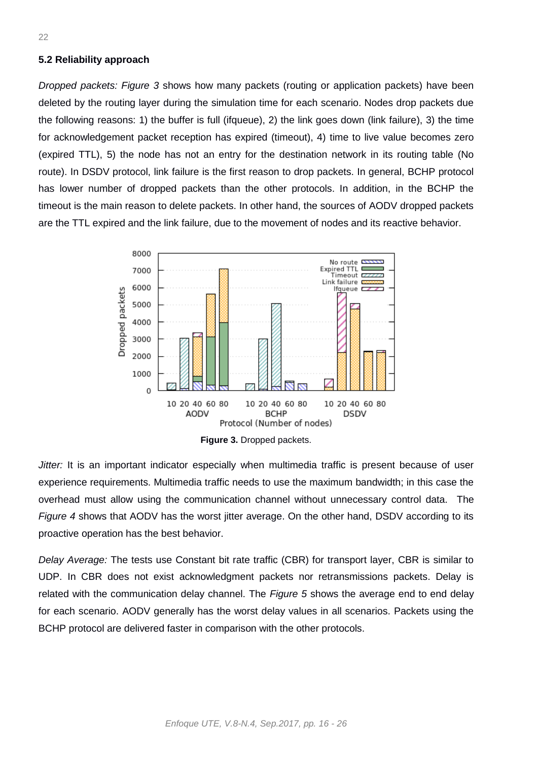### 5.2 Reliability approach

*Dropped packets: Figure 3* shows how many packets (routing or application packets) have been deleted by the routing layer during the simulation time for each scenario. Nodes drop packets due the following reasons: 1) the buffer is full (ifqueue), 2) the link goes down (link failure), 3) the time for acknowledgement packet reception has expired (timeout), 4) time to live value becomes zero (expired TTL), 5) the node has not an entry for the destination network in its routing table (No route). In DSDV protocol, link failure is the first reason to drop packets. In general, BCHP protocol has lower number of dropped packets than the other protocols. In addition, in the BCHP the timeout is the main reason to delete packets. In other hand, the sources of AODV dropped packets are the TTL expired and the link failure, due to the movement of nodes and its reactive behavior.

**Figure 3.** Dropped packets.

*Jitter:* It is an important indicator especially when multimedia traffic is present because of user experience requirements. Multimedia traffic needs to use the maximum bandwidth; in this case the overhead must allow using the communication channel without unnecessary control data. The *Figure 4* shows that AODV has the worst jitter average. On the other hand, DSDV according to its proactive operation has the best behavior.

*Delay Average:* The tests use Constant bit rate traffic (CBR) for transport layer, CBR is similar to UDP. In CBR does not exist acknowledgment packets nor retransmissions packets. Delay is related with the communication delay channel. The *Figure 5* shows the average end to end delay for each scenario. AODV generally has the worst delay values in all scenarios. Packets using the BCHP protocol are delivered faster in comparison with the other protocols.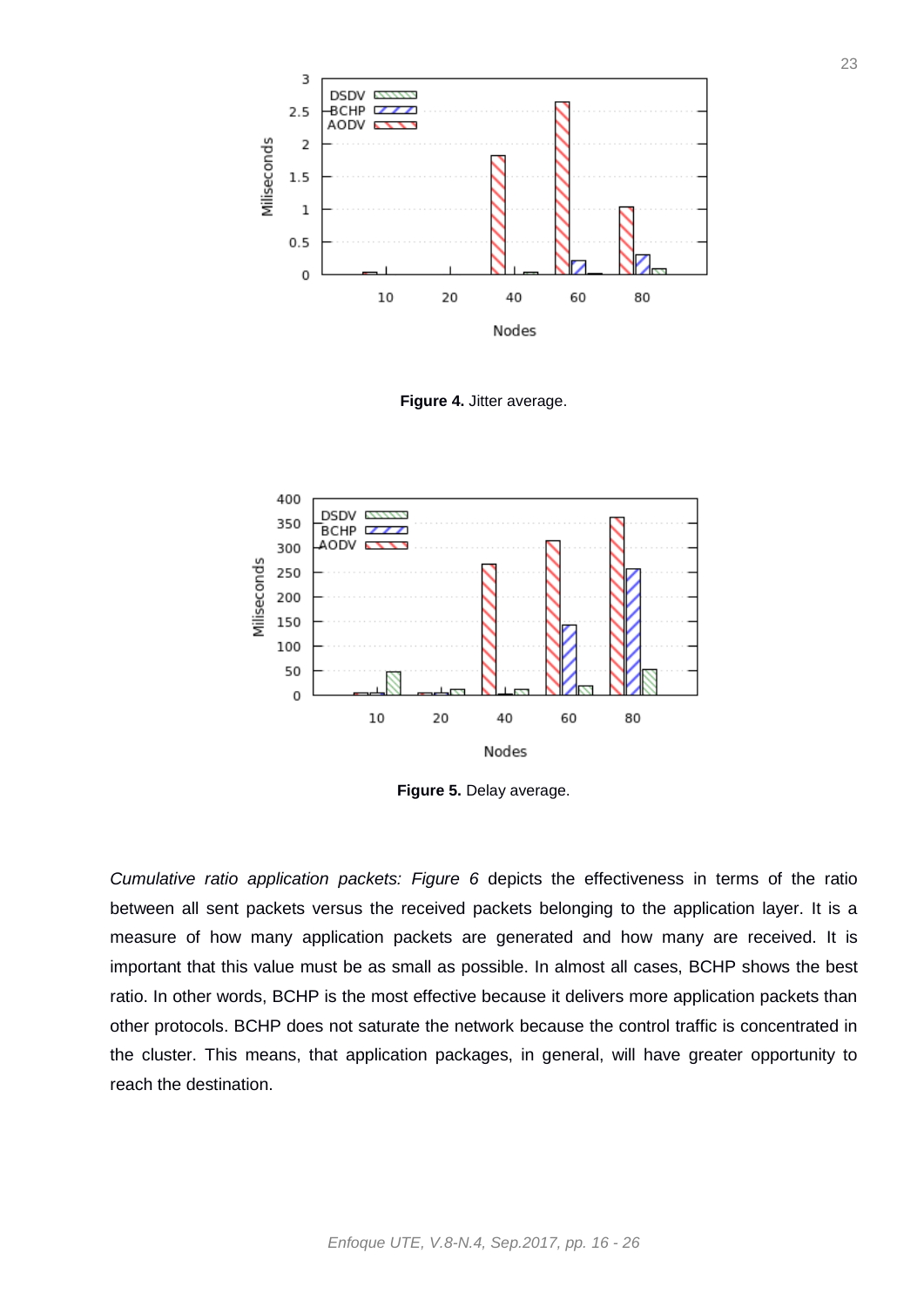**Figure 4.** Jitter average.

**Figure 5.** Delay average.

*Cumulative ratio application packets: Figure 6* depicts the effectiveness in terms of the ratio between all sent packets versus the received packets belonging to the application layer. It is a measure of how many application packets are generated and how many are received. It is important that this value must be as small as possible. In almost all cases, BCHP shows the best ratio. In other words, BCHP is the most effective because it delivers more application packets than other protocols. BCHP does not saturate the network because the control traffic is concentrated in the cluster. This means, that application packages, in general, will have greater opportunity to reach the destination.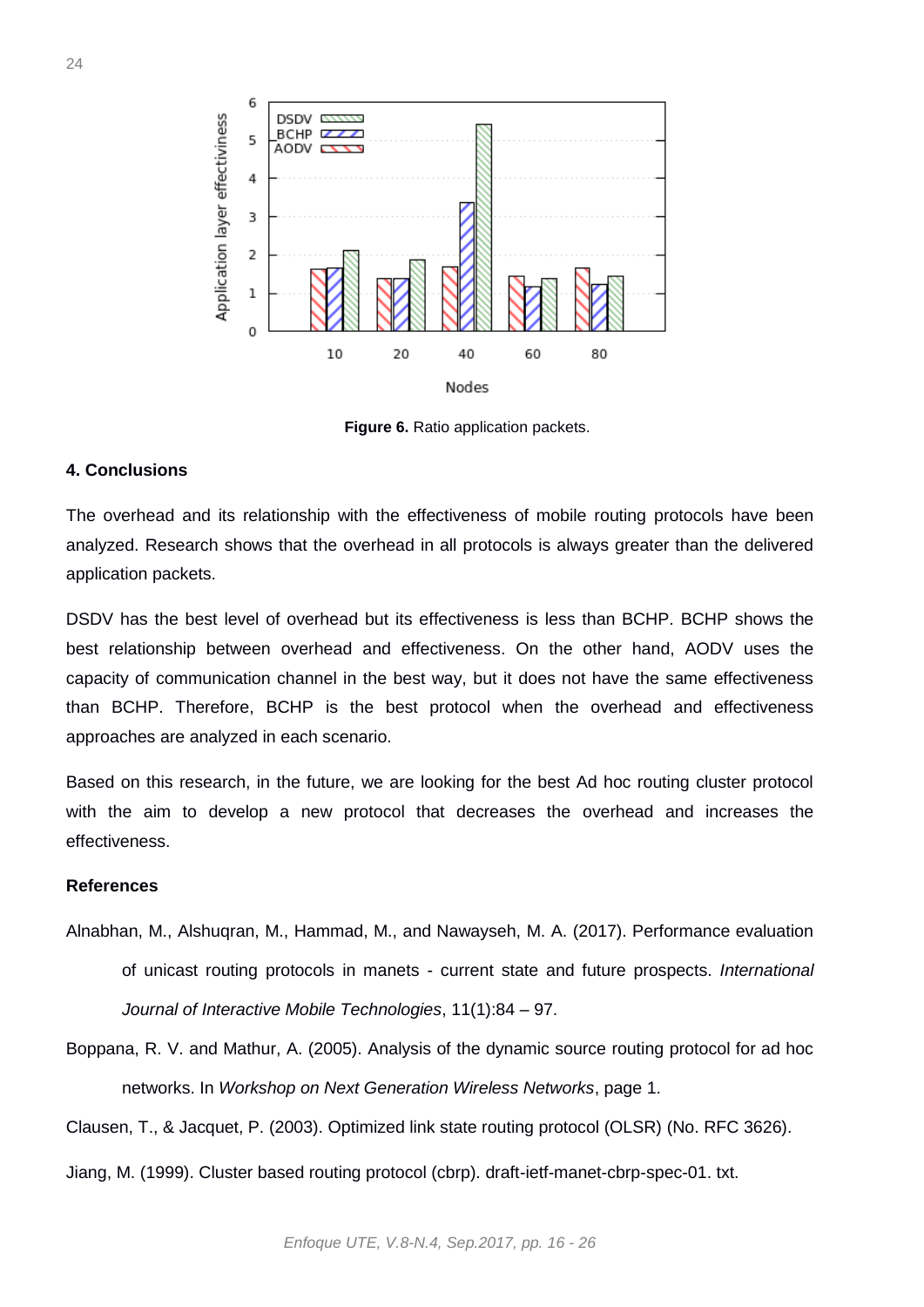Figure 6. Ratio application packets.

## 4. Conclusions

The overhead and its relationship with the effectiveness of mobile routing protocols have been analyzed. Research shows that the overhead in all protocols is always greater than the delivered application packets.

DSDV has the best level of overhead but its effectiveness is less than BCHP. BCHP shows the best relationship between overhead and effectiveness. On the other hand, AODV uses the capacity of communication channel in the best way, but it does not have the same effectiveness than BCHP. Therefore, BCHP is the best protocol when the overhead and effectiveness approaches are analyzed in each scenario.

Based on this research, in the future, we are looking for the best Ad hoc routing cluster protocol with the aim to develop a new protocol that decreases the overhead and increases the effectiveness.

## References

Alnabhan, M., Alshuqran, M., Hammad, M., and Nawayseh, M. A. (2017). Performance evaluation of unicast routing protocols in manets - current state and future prospects. *International Journal of Interactive Mobile Technologies*, 11(1):84 – 97.

Boppana, R. V. and Mathur, A. (2005). Analysis of the dynamic source routing protocol for ad hoc networks. In *Workshop on Next Generation Wireless Networks*, page 1.

Clausen, T., & Jacquet, P. (2003). Optimized link state routing protocol (OLSR) (No. RFC 3626).

Jiang, M. (1999). Cluster based routing protocol (cbrp). draft-ietf-manet-cbrp-spec-01. txt.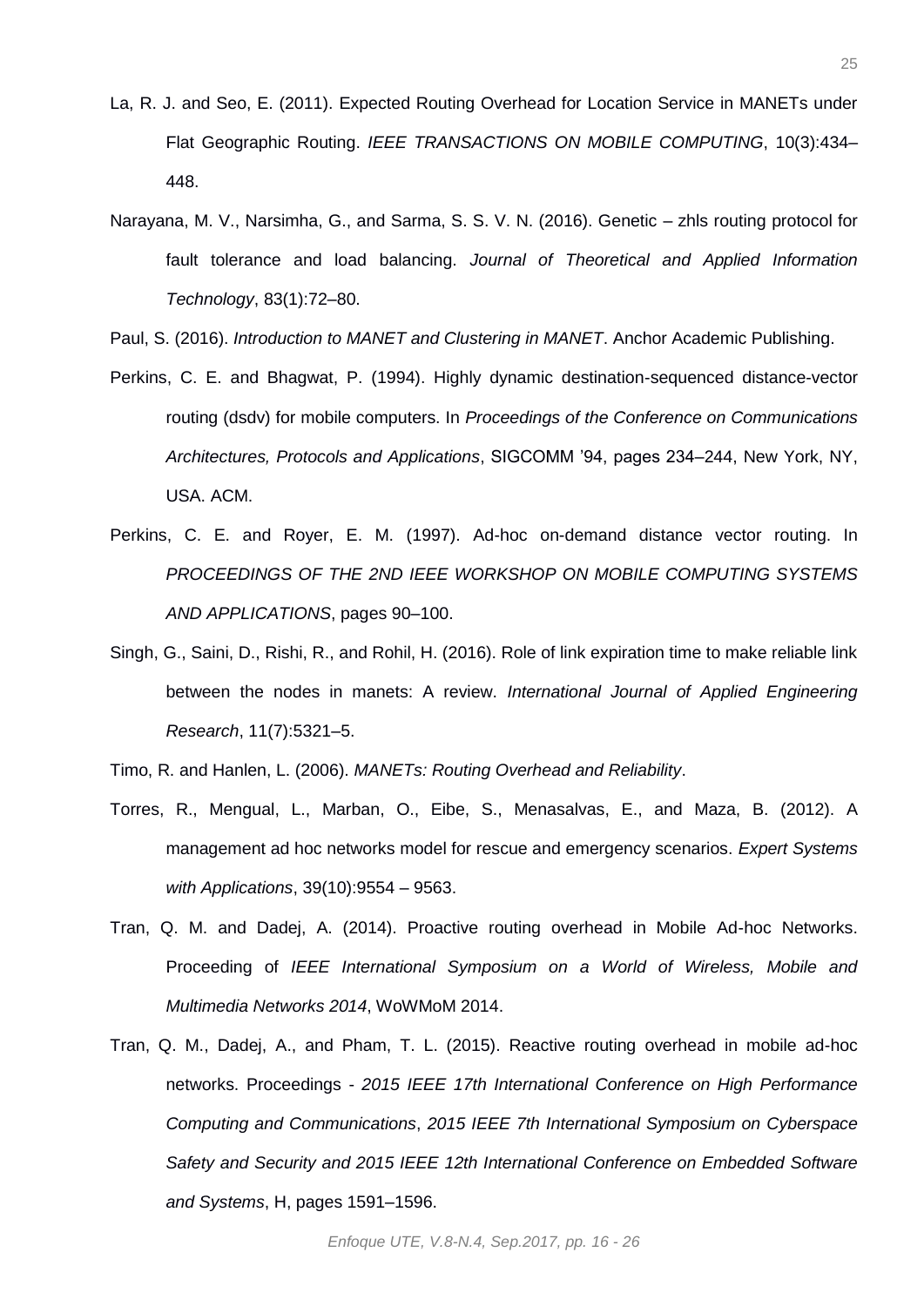La, R. J. and Seo, E. (2011). Expected Routing Overhead for Location Service in MANETs under Flat Geographic Routing. *IEEE TRANSACTIONS ON MOBILE COMPUTING*, 10(3):434–448.

Narayana, M. V., Narsimha, G., and Sarma, S. S. V. N. (2016). Genetic – zhls routing protocol for fault tolerance and load balancing. *Journal of Theoretical and Applied Information Technology*, 83(1):72–80.

Paul, S. (2016). *Introduction to MANET and Clustering in MANET*. Anchor Academic Publishing.

Perkins, C. E. and Bhagwat, P. (1994). Highly dynamic destination-sequenced distance-vector routing (dsdv) for mobile computers. In *Proceedings of the Conference on Communications Architectures, Protocols and Applications*, SIGCOMM '94, pages 234–244, New York, NY, USA. ACM.

Perkins, C. E. and Royer, E. M. (1997). Ad-hoc on-demand distance vector routing. In *PROCEEDINGS OF THE 2ND IEEE WORKSHOP ON MOBILE COMPUTING SYSTEMS AND APPLICATIONS*, pages 90–100.

Singh, G., Saini, D., Rishi, R., and Rohil, H. (2016). Role of link expiration time to make reliable link between the nodes in manets: A review. *International Journal of Applied Engineering Research*, 11(7):5321–5.

Timo, R. and Hanlen, L. (2006). *MANETs: Routing Overhead and Reliability*.

Torres, R., Mengual, L., Marban, O., Eibe, S., Menasalvas, E., and Maza, B. (2012). A management ad hoc networks model for rescue and emergency scenarios. *Expert Systems with Applications*, 39(10):9554 – 9563.

Tran, Q. M. and Dadej, A. (2014). Proactive routing overhead in Mobile Ad-hoc Networks. Proceeding of *IEEE International Symposium on a World of Wireless, Mobile and Multimedia Networks 2014*, WoWMoM 2014.

Tran, Q. M., Dadej, A., and Pham, T. L. (2015). Reactive routing overhead in mobile ad-hoc networks. Proceedings - *2015 IEEE 17th International Conference on High Performance Computing and Communications*, *2015 IEEE 7th International Symposium on Cyberspace Safety and Security and 2015 IEEE 12th International Conference on Embedded Software and Systems*, H, pages 1591–1596.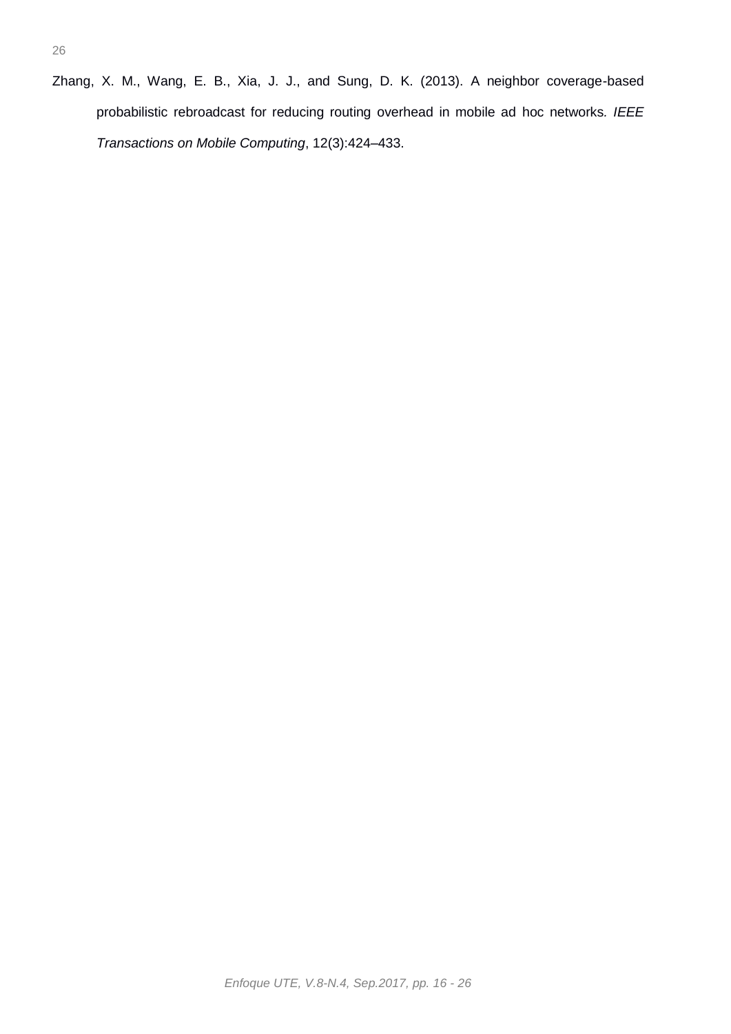Zhang, X. M., Wang, E. B., Xia, J. J., and Sung, D. K. (2013). A neighbor coverage-based probabilistic rebroadcast for reducing routing overhead in mobile ad hoc networks. *IEEE Transactions on Mobile Computing*, 12(3):424–433.